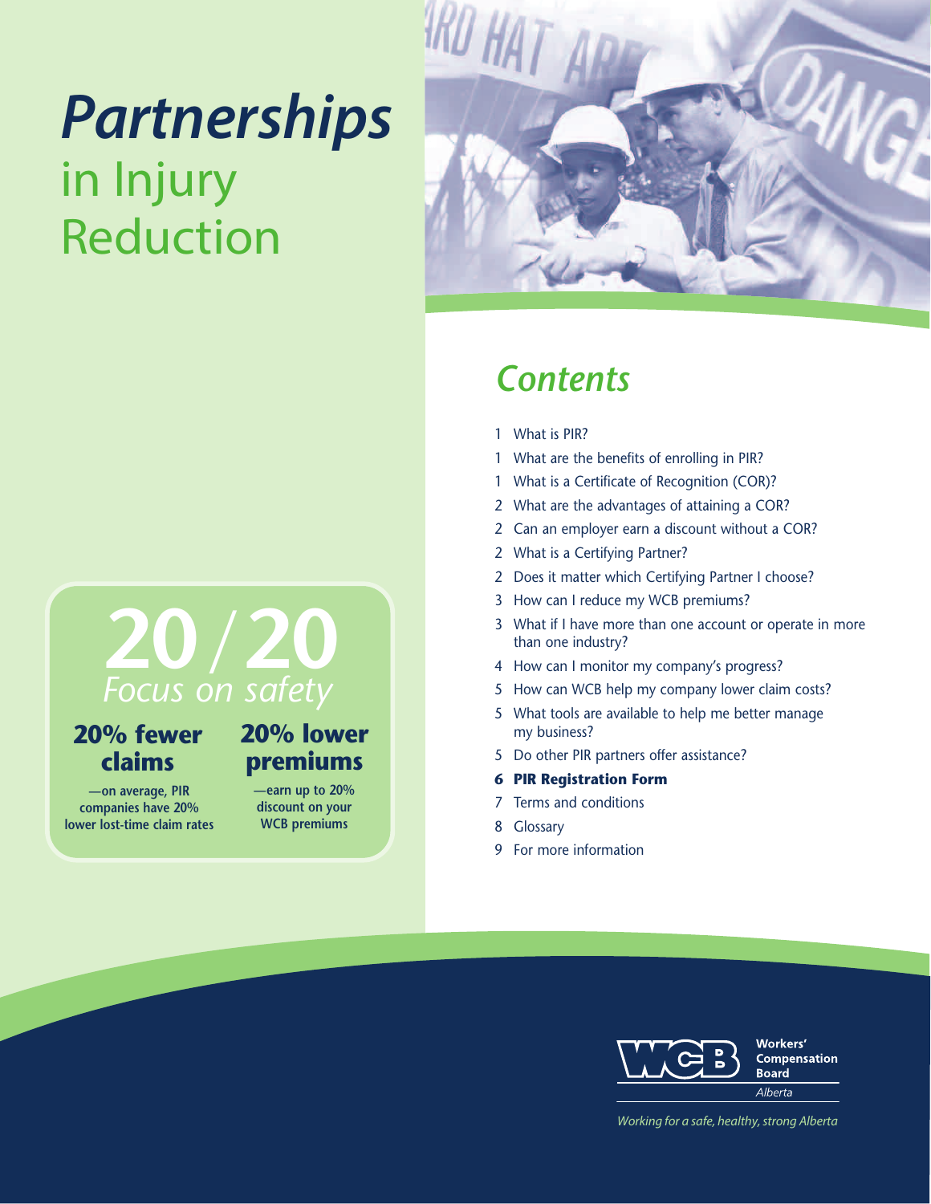# *Partnerships* in Injury Reduction

## 20/20 *Focus on safety*

**20% fewer claims**

**—on average, PIR companies have 20% lower lost-time claim rates**

**20% lower premiums**

**—earn up to 20% discount on your WCB premiums**

## *Contents*

1 What is PIR?
1 What are the benefits of enrolling in PIR?
1 What is a Certificate of Recognition (COR)?
2 What are the advantages of attaining a COR?
2 Can an employer earn a discount without a COR?
2 What is a Certifying Partner?
2 Does it matter which Certifying Partner I choose?
3 How can I reduce my WCB premiums?
3 What if I have more than one account or operate in more than one industry?
4 How can I monitor my company's progress?
5 How can WCB help my company lower claim costs?
5 What tools are available to help me better manage my business?
5 Do other PIR partners offer assistance?
**6 PIR Registration Form**
7 Terms and conditions
8 Glossary
9 For more information

WCB Workers' Compensation Board *Alberta*

*Working for a safe, healthy, strong Alberta*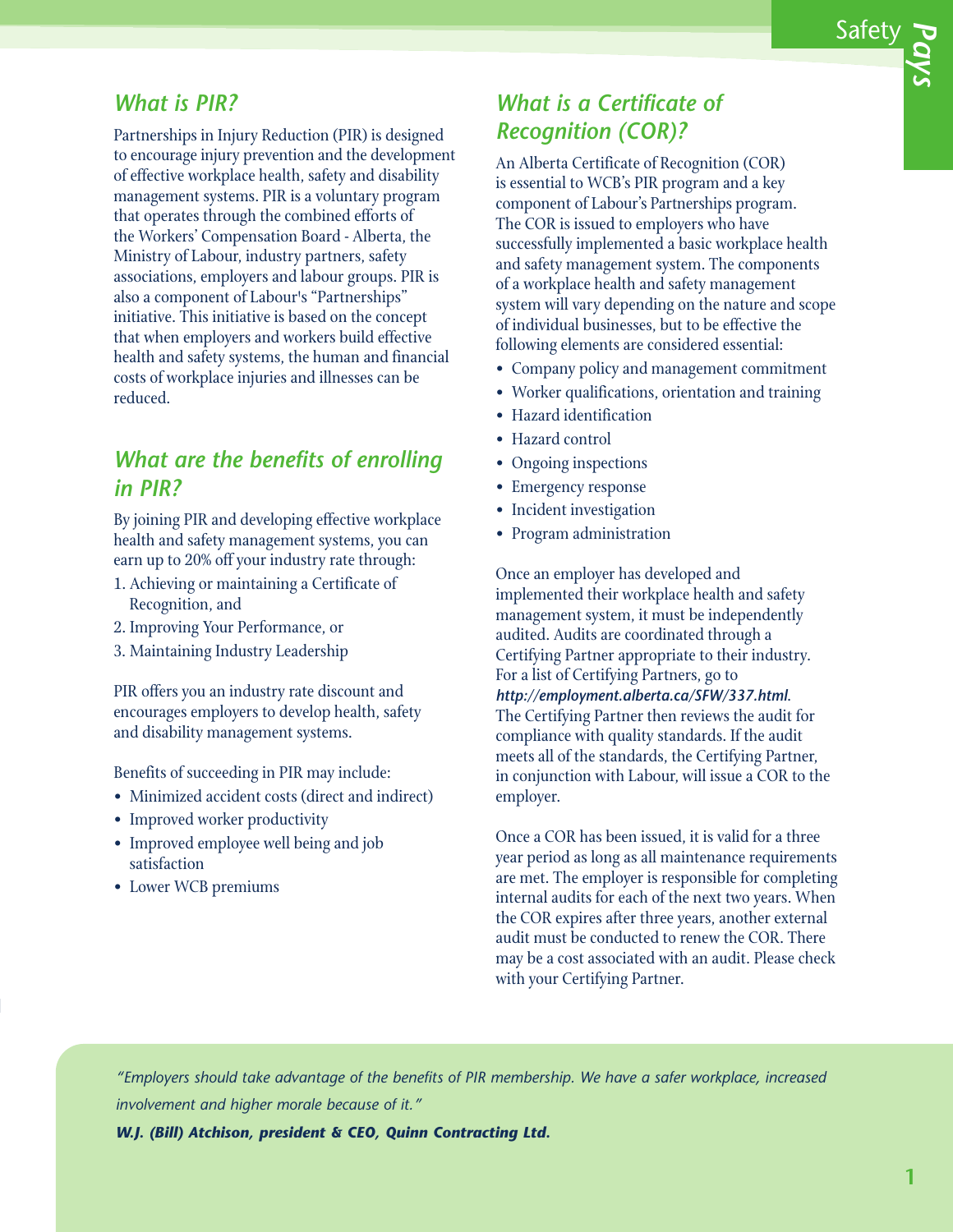## What is PIR?

Partnerships in Injury Reduction (PIR) is designed to encourage injury prevention and the development of effective workplace health, safety and disability management systems. PIR is a voluntary program that operates through the combined efforts of the Workers' Compensation Board - Alberta, the Ministry of Labour, industry partners, safety associations, employers and labour groups. PIR is also a component of Labour's "Partnerships" initiative. This initiative is based on the concept that when employers and workers build effective health and safety systems, the human and financial costs of workplace injuries and illnesses can be reduced.

## What are the benefits of enrolling in PIR?

By joining PIR and developing effective workplace health and safety management systems, you can earn up to 20% off your industry rate through:

1. Achieving or maintaining a Certificate of Recognition, and
2. Improving Your Performance, or
3. Maintaining Industry Leadership

PIR offers you an industry rate discount and encourages employers to develop health, safety and disability management systems.

Benefits of succeeding in PIR may include:

- Minimized accident costs (direct and indirect)
- Improved worker productivity
- Improved employee well being and job satisfaction
- Lower WCB premiums

## What is a Certificate of Recognition (COR)?

An Alberta Certificate of Recognition (COR) is essential to WCB's PIR program and a key component of Labour's Partnerships program. The COR is issued to employers who have successfully implemented a basic workplace health and safety management system. The components of a workplace health and safety management system will vary depending on the nature and scope of individual businesses, but to be effective the following elements are considered essential:

- Company policy and management commitment
- Worker qualifications, orientation and training
- Hazard identification
- Hazard control
- Ongoing inspections
- Emergency response
- Incident investigation
- Program administration

Once an employer has developed and implemented their workplace health and safety management system, it must be independently audited. Audits are coordinated through a Certifying Partner appropriate to their industry. For a list of Certifying Partners, go to ***http://employment.alberta.ca/SFW/337.html***. The Certifying Partner then reviews the audit for compliance with quality standards. If the audit meets all of the standards, the Certifying Partner, in conjunction with Labour, will issue a COR to the employer.

Once a COR has been issued, it is valid for a three year period as long as all maintenance requirements are met. The employer is responsible for completing internal audits for each of the next two years. When the COR expires after three years, another external audit must be conducted to renew the COR. There may be a cost associated with an audit. Please check with your Certifying Partner.

*"Employers should take advantage of the benefits of PIR membership. We have a safer workplace, increased involvement and higher morale because of it."*

***W.J. (Bill) Atchison, president & CEO, Quinn Contracting Ltd.***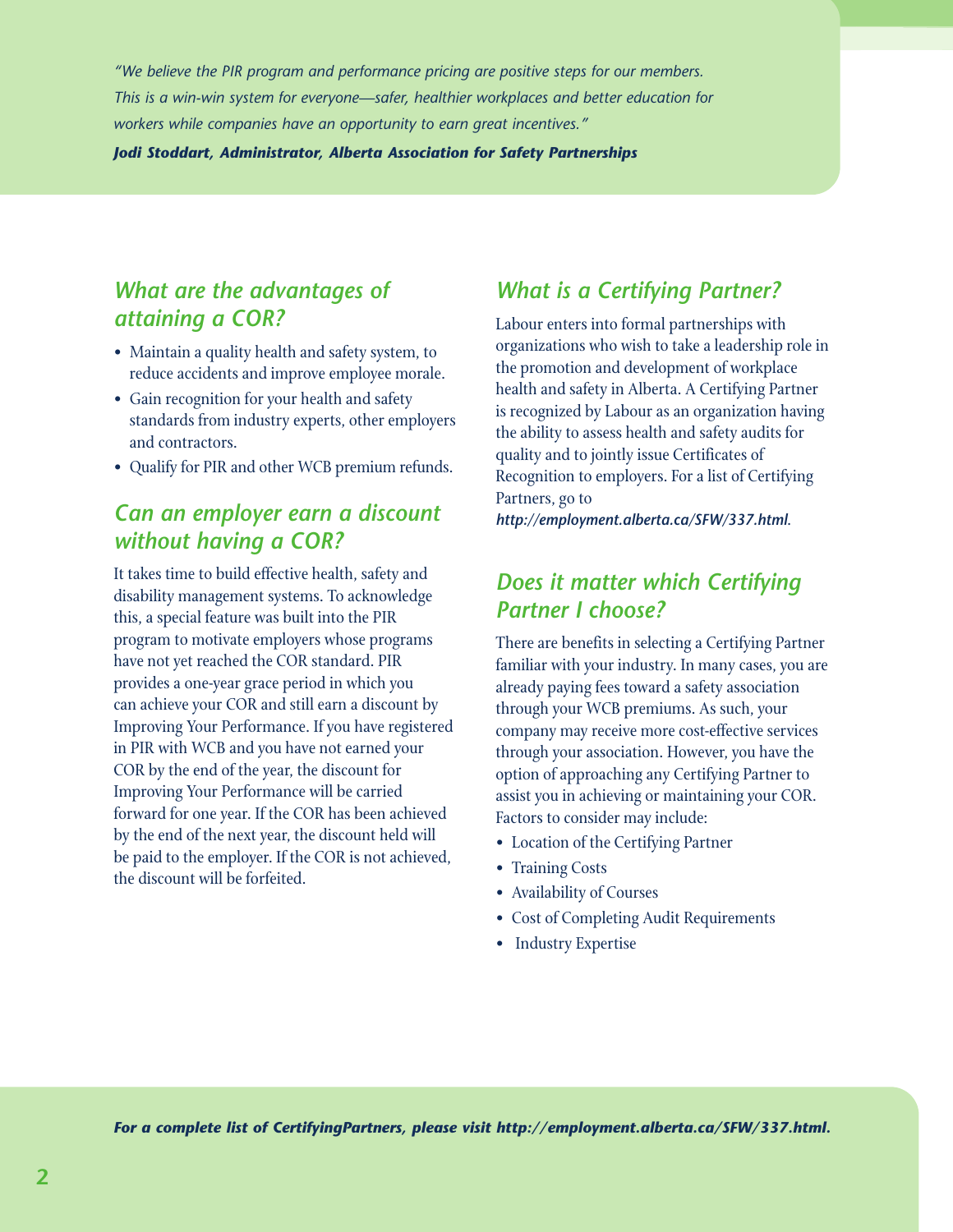*"We believe the PIR program and performance pricing are positive steps for our members. This is a win-win system for everyone—safer, healthier workplaces and better education for workers while companies have an opportunity to earn great incentives."*

***Jodi Stoddart, Administrator, Alberta Association for Safety Partnerships***

## *What are the advantages of attaining a COR?*

- Maintain a quality health and safety system, to reduce accidents and improve employee morale.
- Gain recognition for your health and safety standards from industry experts, other employers and contractors.
- Qualify for PIR and other WCB premium refunds.

## *Can an employer earn a discount without having a COR?*

It takes time to build effective health, safety and disability management systems. To acknowledge this, a special feature was built into the PIR program to motivate employers whose programs have not yet reached the COR standard. PIR provides a one-year grace period in which you can achieve your COR and still earn a discount by Improving Your Performance. If you have registered in PIR with WCB and you have not earned your COR by the end of the year, the discount for Improving Your Performance will be carried forward for one year. If the COR has been achieved by the end of the next year, the discount held will be paid to the employer. If the COR is not achieved, the discount will be forfeited.

## *What is a Certifying Partner?*

Labour enters into formal partnerships with organizations who wish to take a leadership role in the promotion and development of workplace health and safety in Alberta. A Certifying Partner is recognized by Labour as an organization having the ability to assess health and safety audits for quality and to jointly issue Certificates of Recognition to employers. For a list of Certifying Partners, go to ***http://employment.alberta.ca/SFW/337.html***.

## *Does it matter which Certifying Partner I choose?*

There are benefits in selecting a Certifying Partner familiar with your industry. In many cases, you are already paying fees toward a safety association through your WCB premiums. As such, your company may receive more cost-effective services through your association. However, you have the option of approaching any Certifying Partner to assist you in achieving or maintaining your COR. Factors to consider may include:

- Location of the Certifying Partner
- Training Costs
- Availability of Courses
- Cost of Completing Audit Requirements
- Industry Expertise

***For a complete list of CertifyingPartners, please visit http://employment.alberta.ca/SFW/337.html.***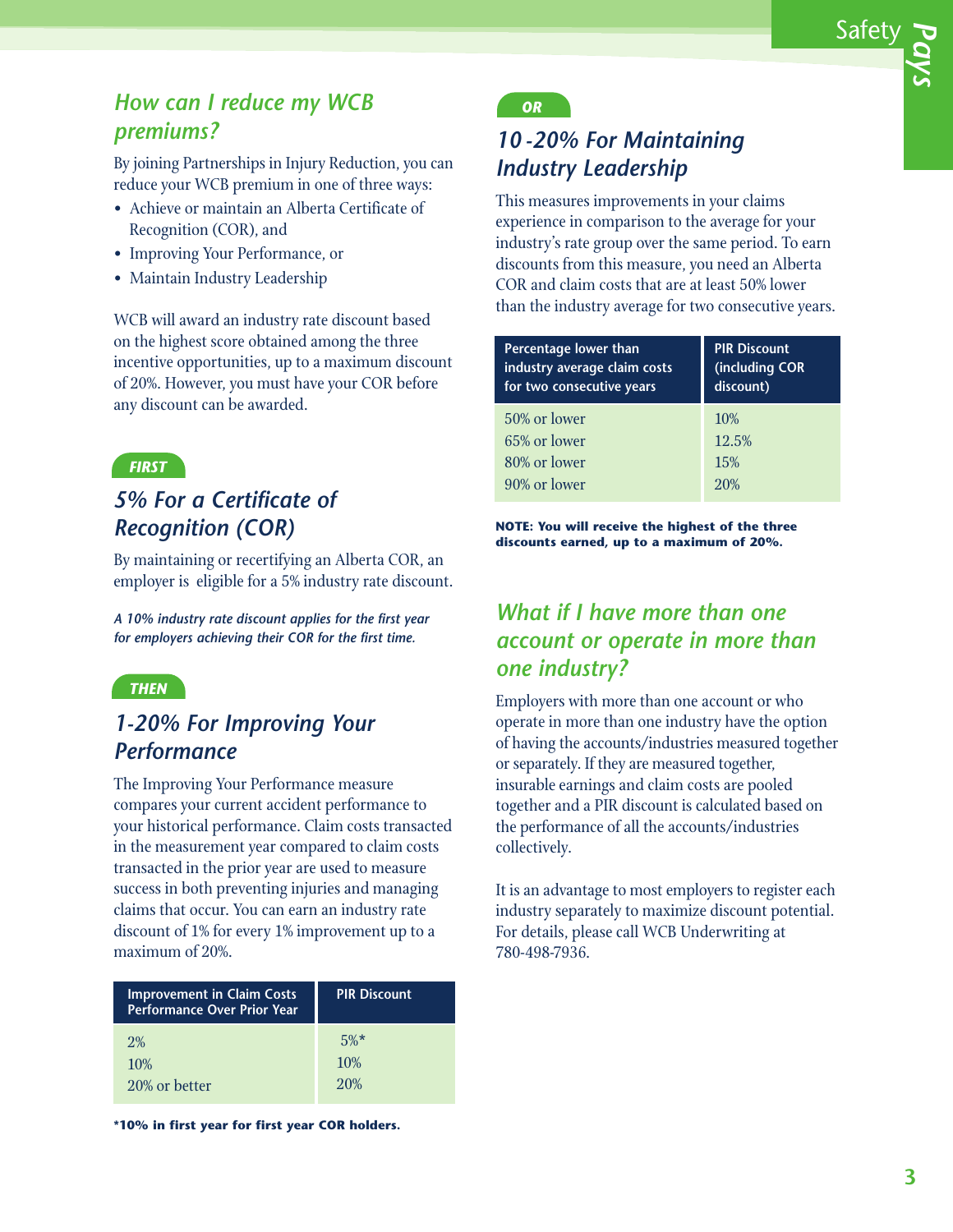## How can I reduce my WCB premiums?

By joining Partnerships in Injury Reduction, you can reduce your WCB premium in one of three ways:

- Achieve or maintain an Alberta Certificate of Recognition (COR), and
- Improving Your Performance, or
- Maintain Industry Leadership

WCB will award an industry rate discount based on the highest score obtained among the three incentive opportunities, up to a maximum discount of 20%. However, you must have your COR before any discount can be awarded.

**FIRST**

### 5% For a Certificate of Recognition (COR)

By maintaining or recertifying an Alberta COR, an employer is eligible for a 5% industry rate discount.

***A 10% industry rate discount applies for the first year for employers achieving their COR for the first time.***

**THEN**

### 1-20% For Improving Your Performance

The Improving Your Performance measure compares your current accident performance to your historical performance. Claim costs transacted in the measurement year compared to claim costs transacted in the prior year are used to measure success in both preventing injuries and managing claims that occur. You can earn an industry rate discount of 1% for every 1% improvement up to a maximum of 20%.

| Improvement in Claim Costs Performance Over Prior Year | PIR Discount |
|---|---|
| 2% | 5%* |
| 10% | 10% |
| 20% or better | 20% |

**\*10% in first year for first year COR holders.**

**OR**

### 10-20% For Maintaining Industry Leadership

This measures improvements in your claims experience in comparison to the average for your industry's rate group over the same period. To earn discounts from this measure, you need an Alberta COR and claim costs that are at least 50% lower than the industry average for two consecutive years.

| Percentage lower than industry average claim costs for two consecutive years | PIR Discount (including COR discount) |
|---|---|
| 50% or lower | 10% |
| 65% or lower | 12.5% |
| 80% or lower | 15% |
| 90% or lower | 20% |

**NOTE: You will receive the highest of the three discounts earned, up to a maximum of 20%.**

## What if I have more than one account or operate in more than one industry?

Employers with more than one account or who operate in more than one industry have the option of having the accounts/industries measured together or separately. If they are measured together, insurable earnings and claim costs are pooled together and a PIR discount is calculated based on the performance of all the accounts/industries collectively.

It is an advantage to most employers to register each industry separately to maximize discount potential. For details, please call WCB Underwriting at 780-498-7936.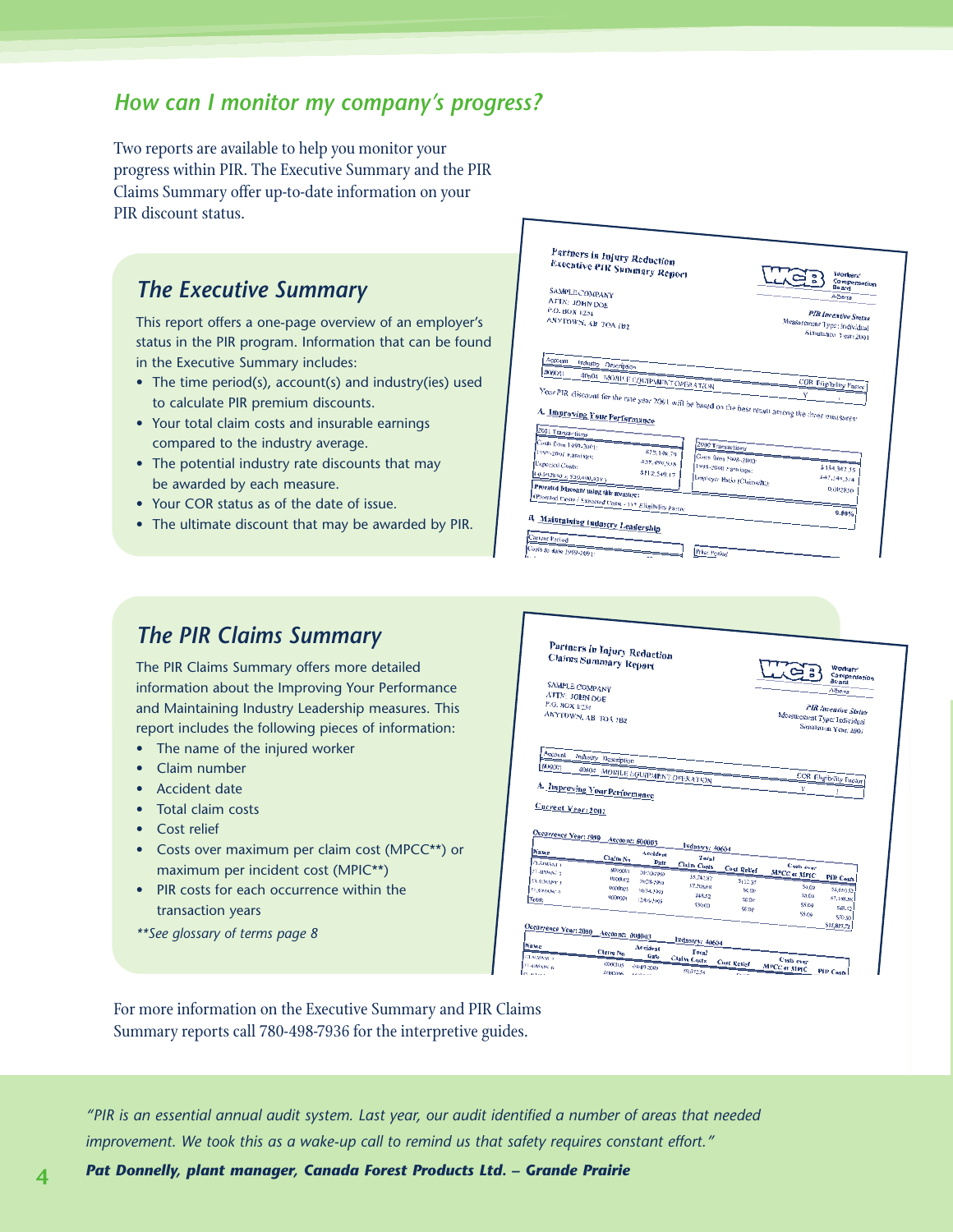## How can I monitor my company's progress?

Two reports are available to help you monitor your progress within PIR. The Executive Summary and the PIR Claims Summary offer up-to-date information on your PIR discount status.

### The Executive Summary

This report offers a one-page overview of an employer's status in the PIR program. Information that can be found in the Executive Summary includes:

- The time period(s), account(s) and industry(ies) used to calculate PIR premium discounts.
- Your total claim costs and insurable earnings compared to the industry average.
- The potential industry rate discounts that may be awarded by each measure.
- Your COR status as of the date of issue.
- The ultimate discount that may be awarded by PIR.

### The PIR Claims Summary

The PIR Claims Summary offers more detailed information about the Improving Your Performance and Maintaining Industry Leadership measures. This report includes the following pieces of information:

- The name of the injured worker
- Claim number
- Accident date
- Total claim costs
- Cost relief
- Costs over maximum per claim cost (MPCC**) or maximum per incident cost (MPIC**)
- PIR costs for each occurrence within the transaction years

*\*\*See glossary of terms page 8*

For more information on the Executive Summary and PIR Claims Summary reports call 780-498-7936 for the interpretive guides.

*"PIR is an essential annual audit system. Last year, our audit identified a number of areas that needed improvement. We took this as a wake-up call to remind us that safety requires constant effort."*

***Pat Donnelly, plant manager, Canada Forest Products Ltd. – Grande Prairie***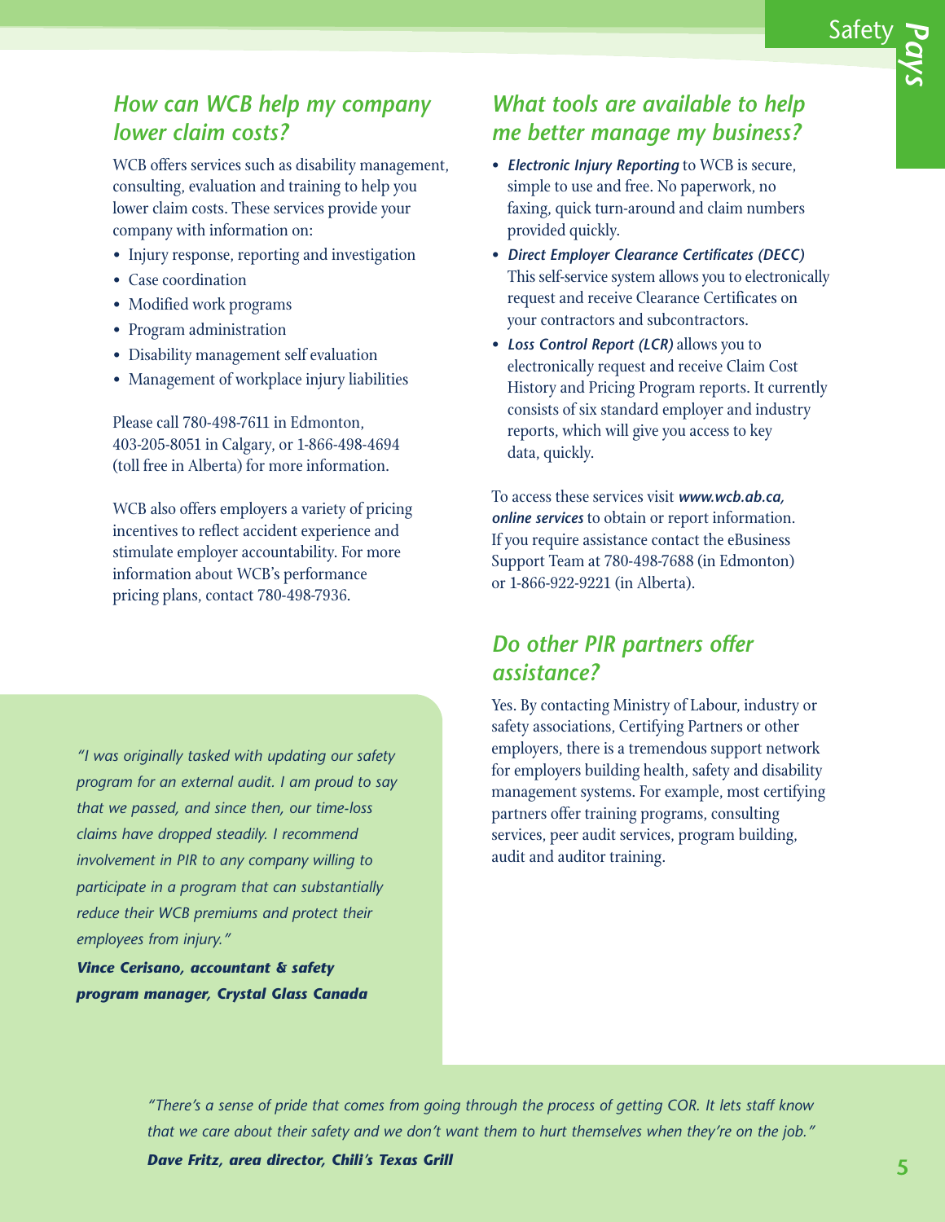## How can WCB help my company lower claim costs?

WCB offers services such as disability management, consulting, evaluation and training to help you lower claim costs. These services provide your company with information on:

- Injury response, reporting and investigation
- Case coordination
- Modified work programs
- Program administration
- Disability management self evaluation
- Management of workplace injury liabilities

Please call 780-498-7611 in Edmonton, 403-205-8051 in Calgary, or 1-866-498-4694 (toll free in Alberta) for more information.

WCB also offers employers a variety of pricing incentives to reflect accident experience and stimulate employer accountability. For more information about WCB's performance pricing plans, contact 780-498-7936.

*"I was originally tasked with updating our safety program for an external audit. I am proud to say that we passed, and since then, our time-loss claims have dropped steadily. I recommend involvement in PIR to any company willing to participate in a program that can substantially reduce their WCB premiums and protect their employees from injury."*

***Vince Cerisano, accountant & safety program manager, Crystal Glass Canada***

## What tools are available to help me better manage my business?

- ***Electronic Injury Reporting*** to WCB is secure, simple to use and free. No paperwork, no faxing, quick turn-around and claim numbers provided quickly.
- ***Direct Employer Clearance Certificates (DECC)*** This self-service system allows you to electronically request and receive Clearance Certificates on your contractors and subcontractors.
- ***Loss Control Report (LCR)*** allows you to electronically request and receive Claim Cost History and Pricing Program reports. It currently consists of six standard employer and industry reports, which will give you access to key data, quickly.

To access these services visit ***www.wcb.ab.ca, online services*** to obtain or report information. If you require assistance contact the eBusiness Support Team at 780-498-7688 (in Edmonton) or 1-866-922-9221 (in Alberta).

## Do other PIR partners offer assistance?

Yes. By contacting Ministry of Labour, industry or safety associations, Certifying Partners or other employers, there is a tremendous support network for employers building health, safety and disability management systems. For example, most certifying partners offer training programs, consulting services, peer audit services, program building, audit and auditor training.

*"There's a sense of pride that comes from going through the process of getting COR. It lets staff know that we care about their safety and we don't want them to hurt themselves when they're on the job."*

***Dave Fritz, area director, Chili's Texas Grill***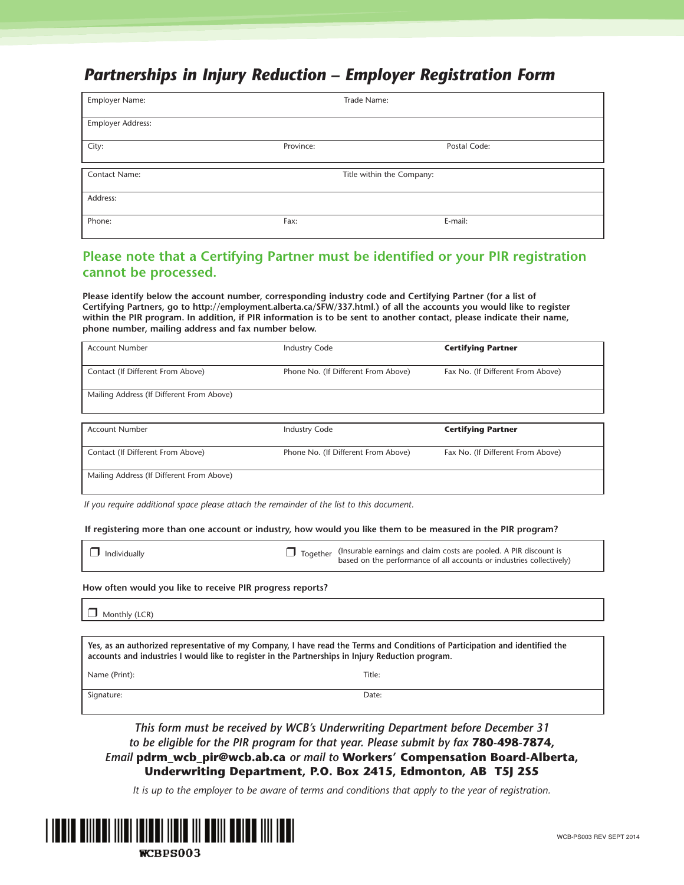# *Partnerships in Injury Reduction – Employer Registration Form*

| Employer Name: | Trade Name: | |
|---|---|---|
| Employer Address: | | |
| City: | Province: | Postal Code: |

| Contact Name: | Title within the Company: | |
|---|---|---|
| Address: | | |
| Phone: | Fax: | E-mail: |

## Please note that a Certifying Partner must be identified or your PIR registration cannot be processed.

**Please identify below the account number, corresponding industry code and Certifying Partner (for a list of Certifying Partners, go to http://employment.alberta.ca/SFW/337.html.) of all the accounts you would like to register within the PIR program. In addition, if PIR information is to be sent to another contact, please indicate their name, phone number, mailing address and fax number below.**

| Account Number | Industry Code | **Certifying Partner** |
|---|---|---|
| Contact (If Different From Above) | Phone No. (If Different From Above) | Fax No. (If Different From Above) |
| Mailing Address (If Different From Above) | | |

| Account Number | Industry Code | **Certifying Partner** |
|---|---|---|
| Contact (If Different From Above) | Phone No. (If Different From Above) | Fax No. (If Different From Above) |
| Mailing Address (If Different From Above) | | |

*If you require additional space please attach the remainder of the list to this document.*

**If registering more than one account or industry, how would you like them to be measured in the PIR program?**

- ☐ Individually
- ☐ Together (Insurable earnings and claim costs are pooled. A PIR discount is based on the performance of all accounts or industries collectively)

**How often would you like to receive PIR progress reports?**

- ☐ Monthly (LCR)

**Yes, as an authorized representative of my Company, I have read the Terms and Conditions of Participation and identified the accounts and industries I would like to register in the Partnerships in Injury Reduction program.**

| Name (Print): | Title: |
|---|---|
| Signature: | Date: |

*This form must be received by WCB's Underwriting Department before December 31 to be eligible for the PIR program for that year. Please submit by fax* ***780-498-7874,*** *Email* **pdrm_wcb_pir@wcb.ab.ca** *or mail to* **Workers' Compensation Board-Alberta, Underwriting Department, P.O. Box 2415, Edmonton, AB T5J 2S5**

*It is up to the employer to be aware of terms and conditions that apply to the year of registration.*

WCBPS003

WCB-PS003 REV SEPT 2014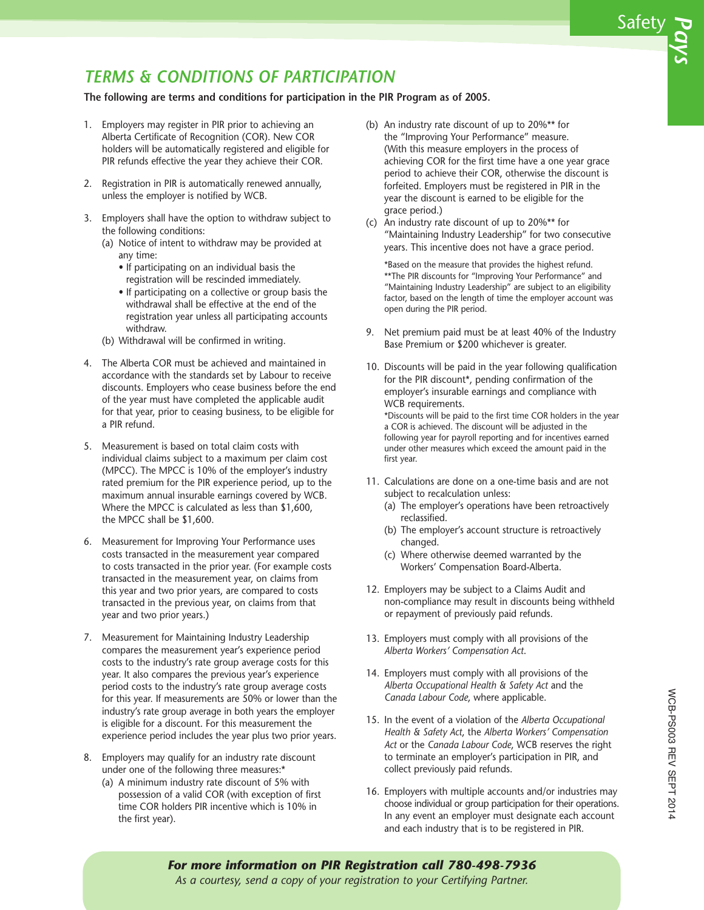## TERMS & CONDITIONS OF PARTICIPATION

**The following are terms and conditions for participation in the PIR Program as of 2005.**

1. Employers may register in PIR prior to achieving an Alberta Certificate of Recognition (COR). New COR holders will be automatically registered and eligible for PIR refunds effective the year they achieve their COR.

2. Registration in PIR is automatically renewed annually, unless the employer is notified by WCB.

3. Employers shall have the option to withdraw subject to the following conditions:
   (a) Notice of intent to withdraw may be provided at any time:
   - If participating on an individual basis the registration will be rescinded immediately.
   - If participating on a collective or group basis the withdrawal shall be effective at the end of the registration year unless all participating accounts withdraw.

   (b) Withdrawal will be confirmed in writing.

4. The Alberta COR must be achieved and maintained in accordance with the standards set by Labour to receive discounts. Employers who cease business before the end of the year must have completed the applicable audit for that year, prior to ceasing business, to be eligible for a PIR refund.

5. Measurement is based on total claim costs with individual claims subject to a maximum per claim cost (MPCC). The MPCC is 10% of the employer's industry rated premium for the PIR experience period, up to the maximum annual insurable earnings covered by WCB. Where the MPCC is calculated as less than $1,600, the MPCC shall be $1,600.

6. Measurement for Improving Your Performance uses costs transacted in the measurement year compared to costs transacted in the prior year. (For example costs transacted in the measurement year, on claims from this year and two prior years, are compared to costs transacted in the previous year, on claims from that year and two prior years.)

7. Measurement for Maintaining Industry Leadership compares the measurement year's experience period costs to the industry's rate group average costs for this year. It also compares the previous year's experience period costs to the industry's rate group average costs for this year. If measurements are 50% or lower than the industry's rate group average in both years the employer is eligible for a discount. For this measurement the experience period includes the year plus two prior years.

8. Employers may qualify for an industry rate discount under one of the following three measures:*
   (a) A minimum industry rate discount of 5% with possession of a valid COR (with exception of first time COR holders PIR incentive which is 10% in the first year).
   (b) An industry rate discount of up to 20%** for the "Improving Your Performance" measure. (With this measure employers in the process of achieving COR for the first time have a one year grace period to achieve their COR, otherwise the discount is forfeited. Employers must be registered in PIR in the year the discount is earned to be eligible for the grace period.)
   (c) An industry rate discount of up to 20%** for "Maintaining Industry Leadership" for two consecutive years. This incentive does not have a grace period.

   *Based on the measure that provides the highest refund.
   **The PIR discounts for "Improving Your Performance" and "Maintaining Industry Leadership" are subject to an eligibility factor, based on the length of time the employer account was open during the PIR period.

9. Net premium paid must be at least 40% of the Industry Base Premium or $200 whichever is greater.

10. Discounts will be paid in the year following qualification for the PIR discount*, pending confirmation of the employer's insurable earnings and compliance with WCB requirements.
    *Discounts will be paid to the first time COR holders in the year a COR is achieved. The discount will be adjusted in the following year for payroll reporting and for incentives earned under other measures which exceed the amount paid in the first year.

11. Calculations are done on a one-time basis and are not subject to recalculation unless:
    (a) The employer's operations have been retroactively reclassified.
    (b) The employer's account structure is retroactively changed.
    (c) Where otherwise deemed warranted by the Workers' Compensation Board-Alberta.

12. Employers may be subject to a Claims Audit and non-compliance may result in discounts being withheld or repayment of previously paid refunds.

13. Employers must comply with all provisions of the *Alberta Workers' Compensation Act*.

14. Employers must comply with all provisions of the *Alberta Occupational Health & Safety Act* and the *Canada Labour Code*, where applicable.

15. In the event of a violation of the *Alberta Occupational Health & Safety Act*, the *Alberta Workers' Compensation Act* or the *Canada Labour Code*, WCB reserves the right to terminate an employer's participation in PIR, and collect previously paid refunds.

16. Employers with multiple accounts and/or industries may choose individual or group participation for their operations. In any event an employer must designate each account and each industry that is to be registered in PIR.

***For more information on PIR Registration call 780-498-7936***

*As a courtesy, send a copy of your registration to your Certifying Partner.*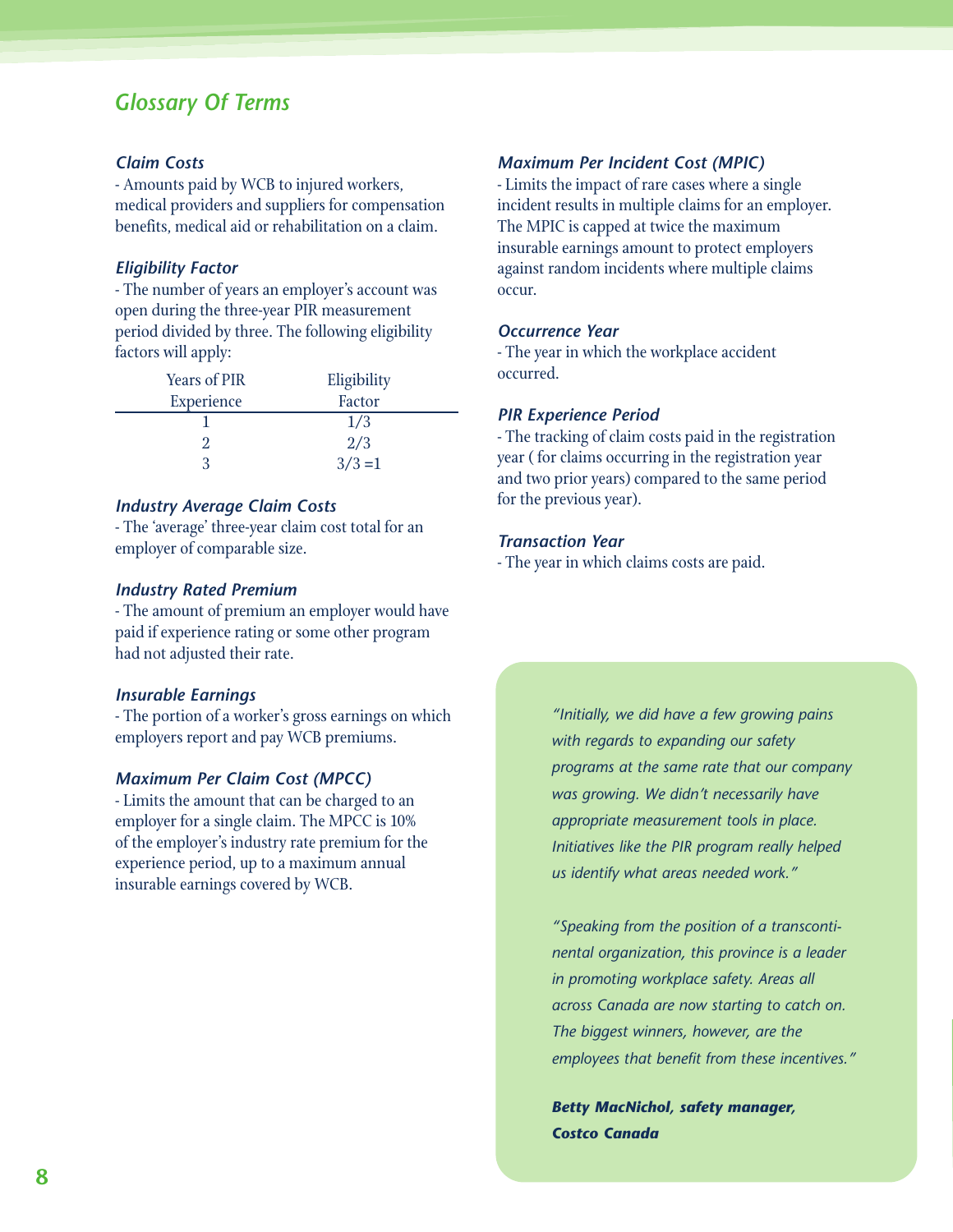## Glossary Of Terms

### *Claim Costs*

- Amounts paid by WCB to injured workers, medical providers and suppliers for compensation benefits, medical aid or rehabilitation on a claim.

### *Eligibility Factor*

- The number of years an employer's account was open during the three-year PIR measurement period divided by three. The following eligibility factors will apply:

| Years of PIR Experience | Eligibility Factor |
|---|---|
| 1 | 1/3 |
| 2 | 2/3 |
| 3 | 3/3 =1 |

### *Industry Average Claim Costs*

- The 'average' three-year claim cost total for an employer of comparable size.

### *Industry Rated Premium*

- The amount of premium an employer would have paid if experience rating or some other program had not adjusted their rate.

### *Insurable Earnings*

- The portion of a worker's gross earnings on which employers report and pay WCB premiums.

### *Maximum Per Claim Cost (MPCC)*

- Limits the amount that can be charged to an employer for a single claim. The MPCC is 10% of the employer's industry rate premium for the experience period, up to a maximum annual insurable earnings covered by WCB.

### *Maximum Per Incident Cost (MPIC)*

- Limits the impact of rare cases where a single incident results in multiple claims for an employer. The MPIC is capped at twice the maximum insurable earnings amount to protect employers against random incidents where multiple claims occur.

### *Occurrence Year*

- The year in which the workplace accident occurred.

### *PIR Experience Period*

- The tracking of claim costs paid in the registration year ( for claims occurring in the registration year and two prior years) compared to the same period for the previous year).

### *Transaction Year*

- The year in which claims costs are paid.

*"Initially, we did have a few growing pains with regards to expanding our safety programs at the same rate that our company was growing. We didn't necessarily have appropriate measurement tools in place. Initiatives like the PIR program really helped us identify what areas needed work."*

*"Speaking from the position of a transcontinental organization, this province is a leader in promoting workplace safety. Areas all across Canada are now starting to catch on. The biggest winners, however, are the employees that benefit from these incentives."*

***Betty MacNichol, safety manager, Costco Canada***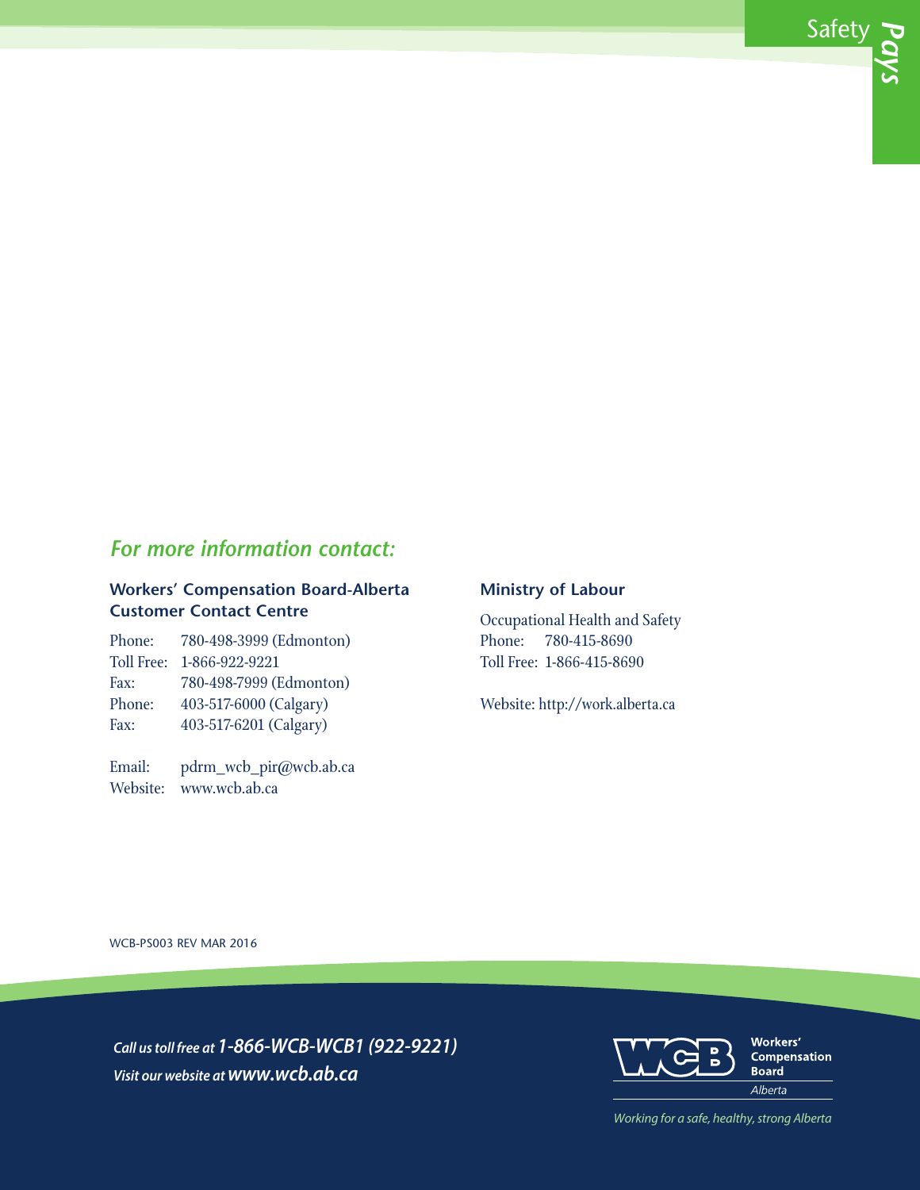## *For more information contact:*

**Workers' Compensation Board-Alberta Customer Contact Centre**

Phone: 780-498-3999 (Edmonton)
Toll Free: 1-866-922-9221
Fax: 780-498-7999 (Edmonton)
Phone: 403-517-6000 (Calgary)
Fax: 403-517-6201 (Calgary)

Email: pdrm_wcb_pir@wcb.ab.ca
Website: www.wcb.ab.ca

**Ministry of Labour**

Occupational Health and Safety
Phone: 780-415-8690
Toll Free: 1-866-415-8690

Website: http://work.alberta.ca

WCB-PS003 REV MAR 2016

*Call us toll free at* ***1-866-WCB-WCB1 (922-9221)***
*Visit our website at* ***www.wcb.ab.ca***

Workers' Compensation Board Alberta

*Working for a safe, healthy, strong Alberta*